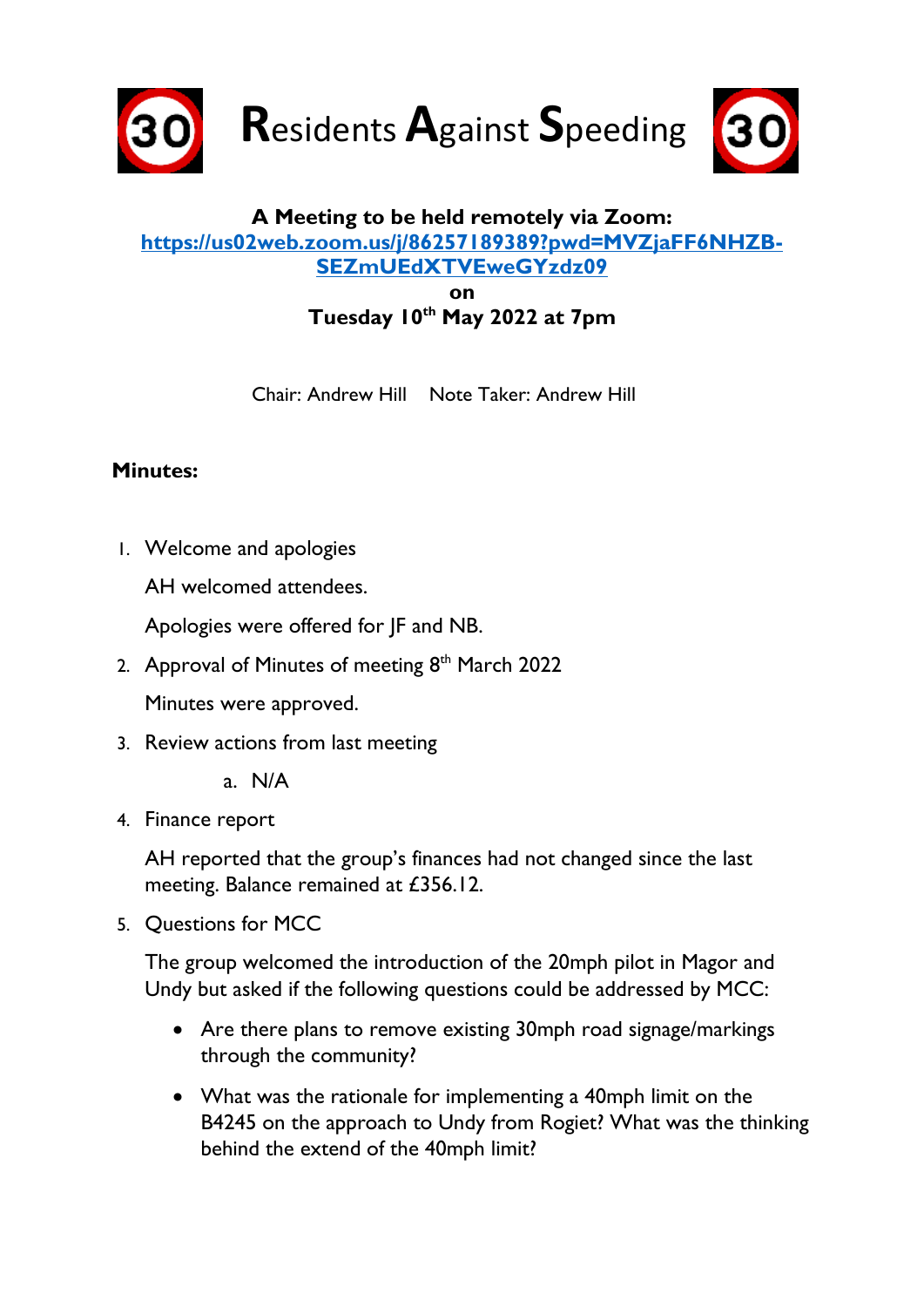# Residents Against Speeding

**A Meeting to be held remotely via Zoom:**
**[https://us02web.zoom.us/j/86257189389?pwd=MVZjaFF6NHZB-SEZmUEdXTVEweGYzdz09](https://us02web.zoom.us/j/86257189389?pwd=MVZjaFF6NHZB-SEZmUEdXTVEweGYzdz09)**
**on**
**Tuesday 10th May 2022 at 7pm**

Chair: Andrew Hill     Note Taker: Andrew Hill

**Minutes:**

1. Welcome and apologies

   AH welcomed attendees.

   Apologies were offered for JF and NB.

2. Approval of Minutes of meeting 8th March 2022

   Minutes were approved.

3. Review actions from last meeting

   a. N/A

4. Finance report

   AH reported that the group's finances had not changed since the last meeting. Balance remained at £356.12.

5. Questions for MCC

   The group welcomed the introduction of the 20mph pilot in Magor and Undy but asked if the following questions could be addressed by MCC:

   - Are there plans to remove existing 30mph road signage/markings through the community?
   - What was the rationale for implementing a 40mph limit on the B4245 on the approach to Undy from Rogiet? What was the thinking behind the extend of the 40mph limit?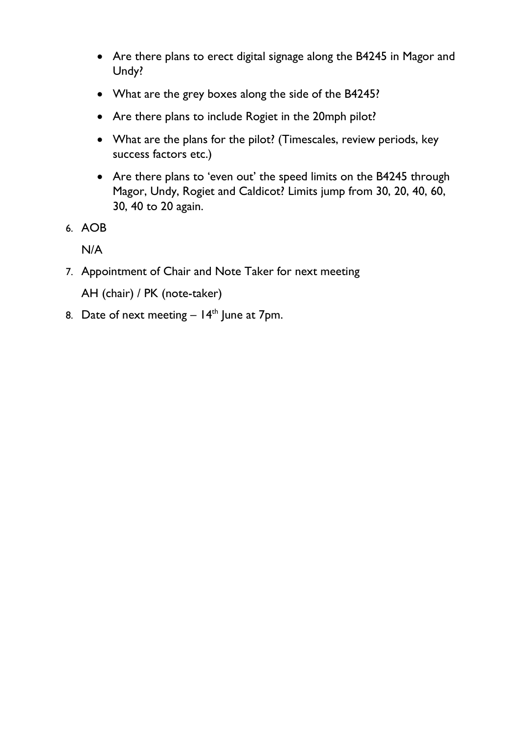- Are there plans to erect digital signage along the B4245 in Magor and Undy?
- What are the grey boxes along the side of the B4245?
- Are there plans to include Rogiet in the 20mph pilot?
- What are the plans for the pilot? (Timescales, review periods, key success factors etc.)
- Are there plans to 'even out' the speed limits on the B4245 through Magor, Undy, Rogiet and Caldicot? Limits jump from 30, 20, 40, 60, 30, 40 to 20 again.

6. AOB

   N/A

7. Appointment of Chair and Note Taker for next meeting

   AH (chair) / PK (note-taker)

8. Date of next meeting – 14th June at 7pm.